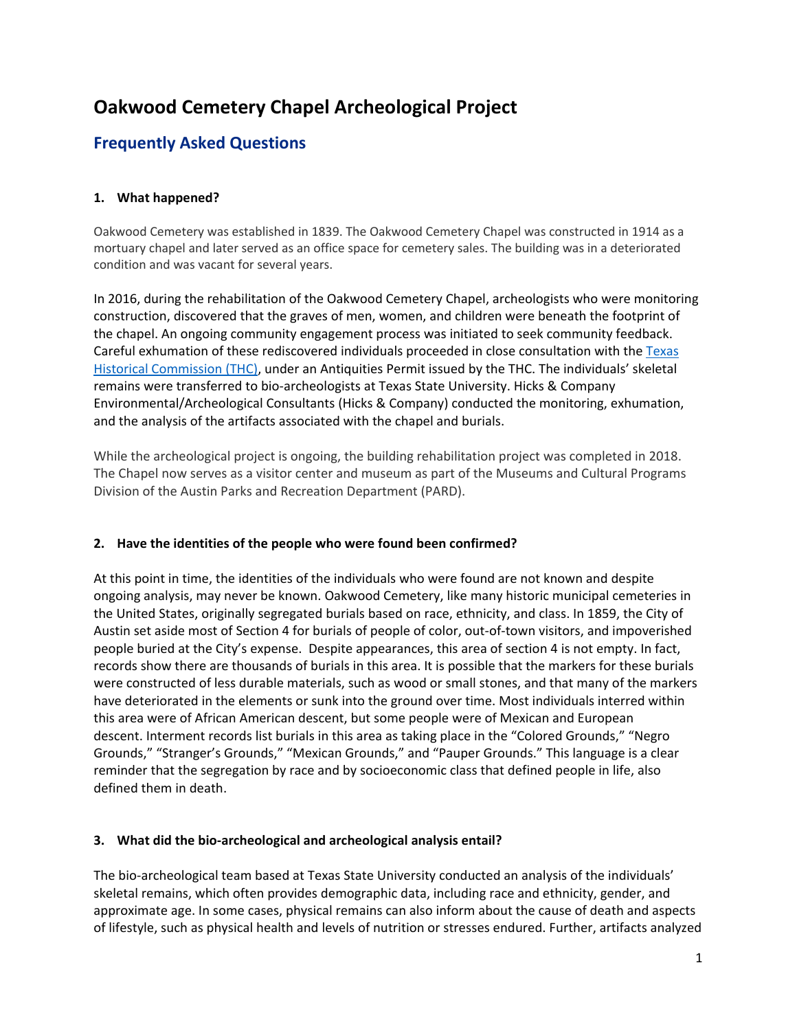# Oakwood Cemetery Chapel Archeological Project

## Frequently Asked Questions

### 1. What happened?

Oakwood Cemetery was established in 1839. The Oakwood Cemetery Chapel was constructed in 1914 as a mortuary chapel and later served as an office space for cemetery sales. The building was in a deteriorated condition and was vacant for several years.

In 2016, during the rehabilitation of the Oakwood Cemetery Chapel, archeologists who were monitoring construction, discovered that the graves of men, women, and children were beneath the footprint of the chapel. An ongoing community engagement process was initiated to seek community feedback. Careful exhumation of these rediscovered individuals proceeded in close consultation with the Texas Historical Commission (THC), under an Antiquities Permit issued by the THC. The individuals' skeletal remains were transferred to bio-archeologists at Texas State University. Hicks & Company Environmental/Archeological Consultants (Hicks & Company) conducted the monitoring, exhumation, and the analysis of the artifacts associated with the chapel and burials.

While the archeological project is ongoing, the building rehabilitation project was completed in 2018. The Chapel now serves as a visitor center and museum as part of the Museums and Cultural Programs Division of the Austin Parks and Recreation Department (PARD).

### 2. Have the identities of the people who were found been confirmed?

At this point in time, the identities of the individuals who were found are not known and despite ongoing analysis, may never be known. Oakwood Cemetery, like many historic municipal cemeteries in the United States, originally segregated burials based on race, ethnicity, and class. In 1859, the City of Austin set aside most of Section 4 for burials of people of color, out-of-town visitors, and impoverished people buried at the City's expense. Despite appearances, this area of section 4 is not empty. In fact, records show there are thousands of burials in this area. It is possible that the markers for these burials were constructed of less durable materials, such as wood or small stones, and that many of the markers have deteriorated in the elements or sunk into the ground over time. Most individuals interred within this area were of African American descent, but some people were of Mexican and European descent. Interment records list burials in this area as taking place in the "Colored Grounds," "Negro Grounds," "Stranger's Grounds," "Mexican Grounds," and "Pauper Grounds." This language is a clear reminder that the segregation by race and by socioeconomic class that defined people in life, also defined them in death.

### 3. What did the bio-archeological and archeological analysis entail?

The bio-archeological team based at Texas State University conducted an analysis of the individuals' skeletal remains, which often provides demographic data, including race and ethnicity, gender, and approximate age. In some cases, physical remains can also inform about the cause of death and aspects of lifestyle, such as physical health and levels of nutrition or stresses endured. Further, artifacts analyzed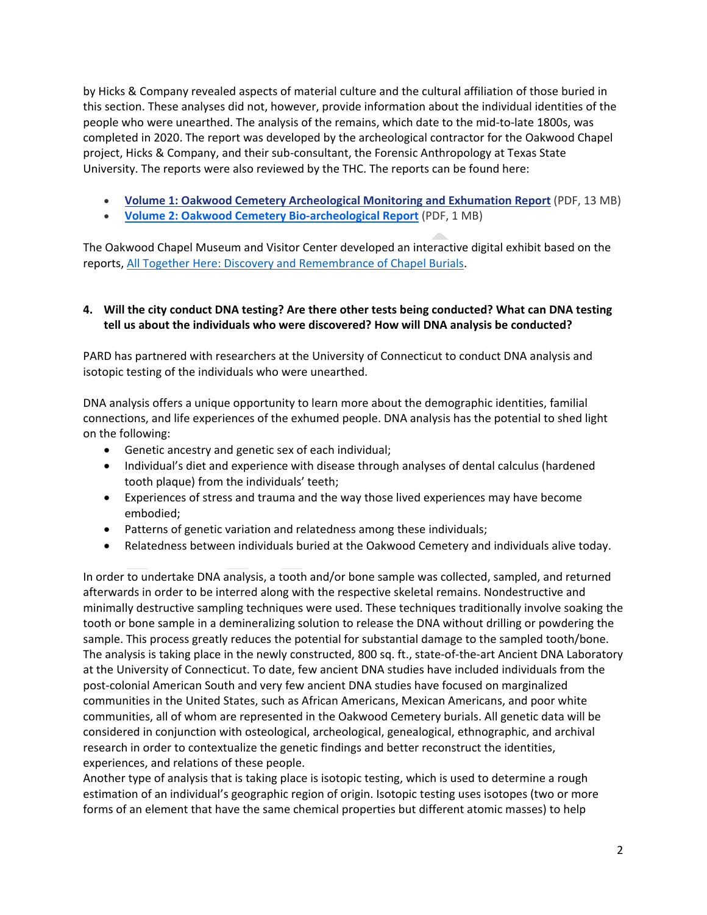by Hicks & Company revealed aspects of material culture and the cultural affiliation of those buried in this section. These analyses did not, however, provide information about the individual identities of the people who were unearthed. The analysis of the remains, which date to the mid-to-late 1800s, was completed in 2020. The report was developed by the archeological contractor for the Oakwood Chapel project, Hicks & Company, and their sub-consultant, the Forensic Anthropology at Texas State University. The reports were also reviewed by the THC. The reports can be found here:

- **Volume 1: Oakwood Cemetery Archeological Monitoring and Exhumation Report** (PDF, 13 MB)
- **Volume 2: Oakwood Cemetery Bio-archeological Report** (PDF, 1 MB)

The Oakwood Chapel Museum and Visitor Center developed an interactive digital exhibit based on the reports, All Together Here: Discovery and Remembrance of Chapel Burials.

**4. Will the city conduct DNA testing? Are there other tests being conducted? What can DNA testing tell us about the individuals who were discovered? How will DNA analysis be conducted?**

PARD has partnered with researchers at the University of Connecticut to conduct DNA analysis and isotopic testing of the individuals who were unearthed.

DNA analysis offers a unique opportunity to learn more about the demographic identities, familial connections, and life experiences of the exhumed people. DNA analysis has the potential to shed light on the following:

- Genetic ancestry and genetic sex of each individual;
- Individual's diet and experience with disease through analyses of dental calculus (hardened tooth plaque) from the individuals' teeth;
- Experiences of stress and trauma and the way those lived experiences may have become embodied;
- Patterns of genetic variation and relatedness among these individuals;
- Relatedness between individuals buried at the Oakwood Cemetery and individuals alive today.

In order to undertake DNA analysis, a tooth and/or bone sample was collected, sampled, and returned afterwards in order to be interred along with the respective skeletal remains. Nondestructive and minimally destructive sampling techniques were used. These techniques traditionally involve soaking the tooth or bone sample in a demineralizing solution to release the DNA without drilling or powdering the sample. This process greatly reduces the potential for substantial damage to the sampled tooth/bone. The analysis is taking place in the newly constructed, 800 sq. ft., state-of-the-art Ancient DNA Laboratory at the University of Connecticut. To date, few ancient DNA studies have included individuals from the post-colonial American South and very few ancient DNA studies have focused on marginalized communities in the United States, such as African Americans, Mexican Americans, and poor white communities, all of whom are represented in the Oakwood Cemetery burials. All genetic data will be considered in conjunction with osteological, archeological, genealogical, ethnographic, and archival research in order to contextualize the genetic findings and better reconstruct the identities, experiences, and relations of these people.

Another type of analysis that is taking place is isotopic testing, which is used to determine a rough estimation of an individual's geographic region of origin. Isotopic testing uses isotopes (two or more forms of an element that have the same chemical properties but different atomic masses) to help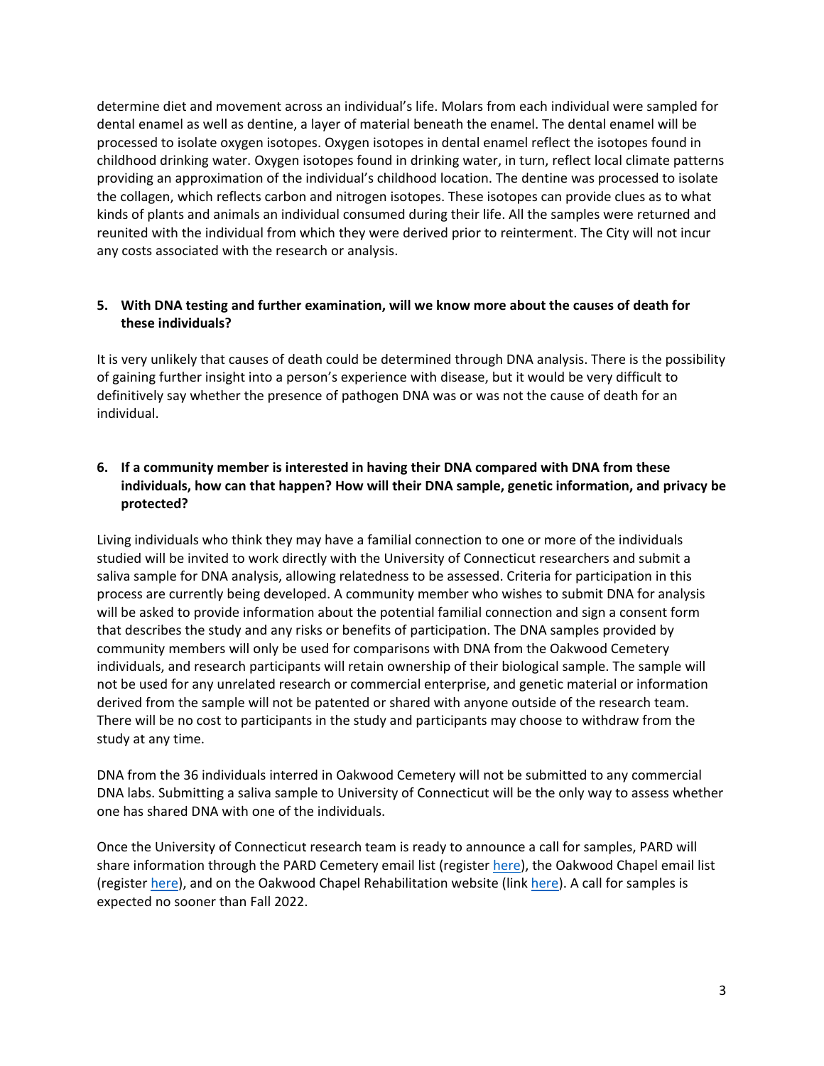determine diet and movement across an individual's life. Molars from each individual were sampled for dental enamel as well as dentine, a layer of material beneath the enamel. The dental enamel will be processed to isolate oxygen isotopes. Oxygen isotopes in dental enamel reflect the isotopes found in childhood drinking water. Oxygen isotopes found in drinking water, in turn, reflect local climate patterns providing an approximation of the individual's childhood location. The dentine was processed to isolate the collagen, which reflects carbon and nitrogen isotopes. These isotopes can provide clues as to what kinds of plants and animals an individual consumed during their life. All the samples were returned and reunited with the individual from which they were derived prior to reinterment. The City will not incur any costs associated with the research or analysis.

**5. With DNA testing and further examination, will we know more about the causes of death for these individuals?**

It is very unlikely that causes of death could be determined through DNA analysis. There is the possibility of gaining further insight into a person's experience with disease, but it would be very difficult to definitively say whether the presence of pathogen DNA was or was not the cause of death for an individual.

**6. If a community member is interested in having their DNA compared with DNA from these individuals, how can that happen? How will their DNA sample, genetic information, and privacy be protected?**

Living individuals who think they may have a familial connection to one or more of the individuals studied will be invited to work directly with the University of Connecticut researchers and submit a saliva sample for DNA analysis, allowing relatedness to be assessed. Criteria for participation in this process are currently being developed. A community member who wishes to submit DNA for analysis will be asked to provide information about the potential familial connection and sign a consent form that describes the study and any risks or benefits of participation. The DNA samples provided by community members will only be used for comparisons with DNA from the Oakwood Cemetery individuals, and research participants will retain ownership of their biological sample. The sample will not be used for any unrelated research or commercial enterprise, and genetic material or information derived from the sample will not be patented or shared with anyone outside of the research team. There will be no cost to participants in the study and participants may choose to withdraw from the study at any time.

DNA from the 36 individuals interred in Oakwood Cemetery will not be submitted to any commercial DNA labs. Submitting a saliva sample to University of Connecticut will be the only way to assess whether one has shared DNA with one of the individuals.

Once the University of Connecticut research team is ready to announce a call for samples, PARD will share information through the PARD Cemetery email list (register here), the Oakwood Chapel email list (register here), and on the Oakwood Chapel Rehabilitation website (link here). A call for samples is expected no sooner than Fall 2022.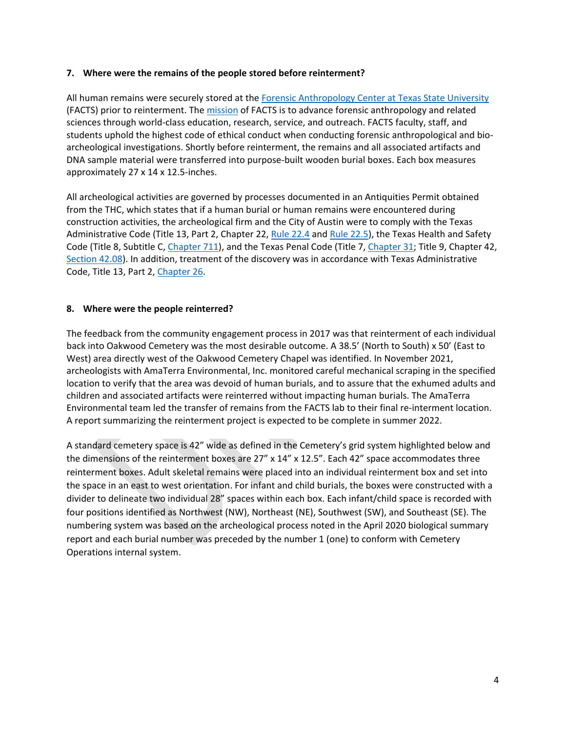### 7. Where were the remains of the people stored before reinterment?

All human remains were securely stored at the Forensic Anthropology Center at Texas State University (FACTS) prior to reinterment. The mission of FACTS is to advance forensic anthropology and related sciences through world-class education, research, service, and outreach. FACTS faculty, staff, and students uphold the highest code of ethical conduct when conducting forensic anthropological and bio-archeological investigations. Shortly before reinterment, the remains and all associated artifacts and DNA sample material were transferred into purpose-built wooden burial boxes. Each box measures approximately 27 x 14 x 12.5-inches.

All archeological activities are governed by processes documented in an Antiquities Permit obtained from the THC, which states that if a human burial or human remains were encountered during construction activities, the archeological firm and the City of Austin were to comply with the Texas Administrative Code (Title 13, Part 2, Chapter 22, Rule 22.4 and Rule 22.5), the Texas Health and Safety Code (Title 8, Subtitle C, Chapter 711), and the Texas Penal Code (Title 7, Chapter 31; Title 9, Chapter 42, Section 42.08). In addition, treatment of the discovery was in accordance with Texas Administrative Code, Title 13, Part 2, Chapter 26.

### 8. Where were the people reinterred?

The feedback from the community engagement process in 2017 was that reinterment of each individual back into Oakwood Cemetery was the most desirable outcome. A 38.5' (North to South) x 50' (East to West) area directly west of the Oakwood Cemetery Chapel was identified. In November 2021, archeologists with AmaTerra Environmental, Inc. monitored careful mechanical scraping in the specified location to verify that the area was devoid of human burials, and to assure that the exhumed adults and children and associated artifacts were reinterred without impacting human burials. The AmaTerra Environmental team led the transfer of remains from the FACTS lab to their final re-interment location. A report summarizing the reinterment project is expected to be complete in summer 2022.

A standard cemetery space is 42" wide as defined in the Cemetery's grid system highlighted below and the dimensions of the reinterment boxes are 27" x 14" x 12.5". Each 42" space accommodates three reinterment boxes. Adult skeletal remains were placed into an individual reinterment box and set into the space in an east to west orientation. For infant and child burials, the boxes were constructed with a divider to delineate two individual 28" spaces within each box. Each infant/child space is recorded with four positions identified as Northwest (NW), Northeast (NE), Southwest (SW), and Southeast (SE). The numbering system was based on the archeological process noted in the April 2020 biological summary report and each burial number was preceded by the number 1 (one) to conform with Cemetery Operations internal system.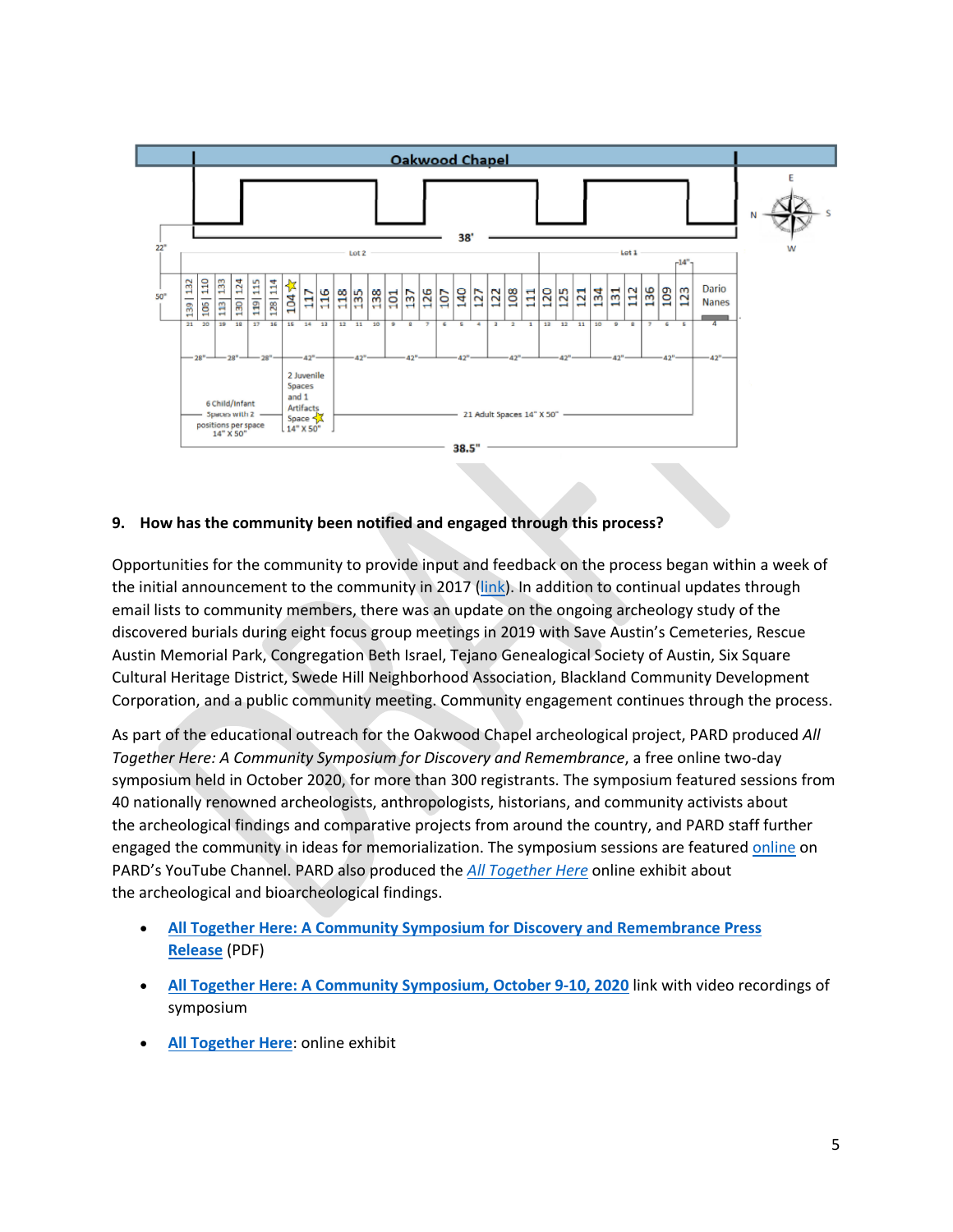## 9. How has the community been notified and engaged through this process?

Opportunities for the community to provide input and feedback on the process began within a week of the initial announcement to the community in 2017 ([link](#)). In addition to continual updates through email lists to community members, there was an update on the ongoing archeology study of the discovered burials during eight focus group meetings in 2019 with Save Austin's Cemeteries, Rescue Austin Memorial Park, Congregation Beth Israel, Tejano Genealogical Society of Austin, Six Square Cultural Heritage District, Swede Hill Neighborhood Association, Blackland Community Development Corporation, and a public community meeting. Community engagement continues through the process.

As part of the educational outreach for the Oakwood Chapel archeological project, PARD produced *All Together Here: A Community Symposium for Discovery and Remembrance*, a free online two-day symposium held in October 2020, for more than 300 registrants. The symposium featured sessions from 40 nationally renowned archeologists, anthropologists, historians, and community activists about the archeological findings and comparative projects from around the country, and PARD staff further engaged the community in ideas for memorialization. The symposium sessions are featured [online](#) on PARD's YouTube Channel. PARD also produced the [*All Together Here*](#) online exhibit about the archeological and bioarcheological findings.

- [**All Together Here: A Community Symposium for Discovery and Remembrance Press Release**](#) (PDF)
- [**All Together Here: A Community Symposium, October 9-10, 2020**](#) link with video recordings of symposium
- [**All Together Here**](#): online exhibit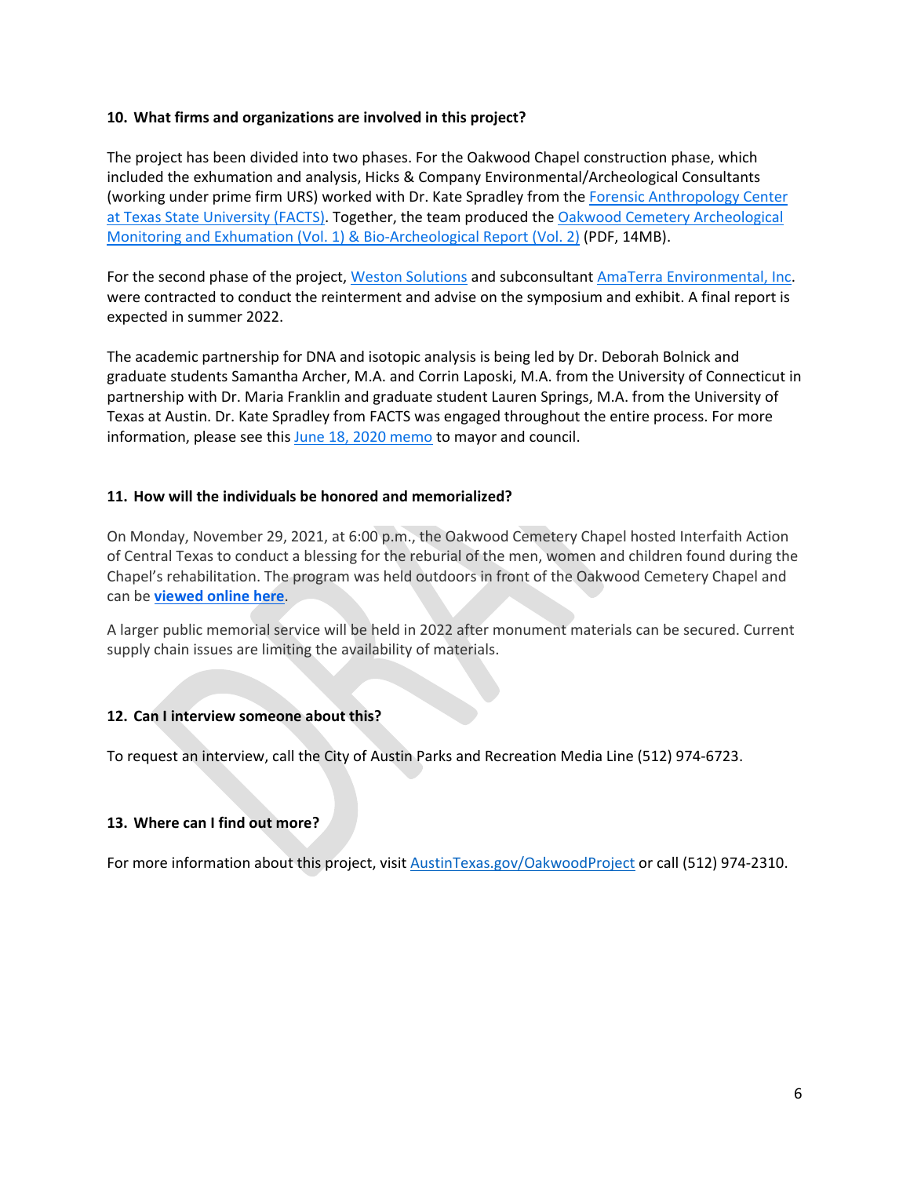**10. What firms and organizations are involved in this project?**

The project has been divided into two phases. For the Oakwood Chapel construction phase, which included the exhumation and analysis, Hicks & Company Environmental/Archeological Consultants (working under prime firm URS) worked with Dr. Kate Spradley from the Forensic Anthropology Center at Texas State University (FACTS). Together, the team produced the Oakwood Cemetery Archeological Monitoring and Exhumation (Vol. 1) & Bio-Archeological Report (Vol. 2) (PDF, 14MB).

For the second phase of the project, Weston Solutions and subconsultant AmaTerra Environmental, Inc. were contracted to conduct the reinterment and advise on the symposium and exhibit. A final report is expected in summer 2022.

The academic partnership for DNA and isotopic analysis is being led by Dr. Deborah Bolnick and graduate students Samantha Archer, M.A. and Corrin Laposki, M.A. from the University of Connecticut in partnership with Dr. Maria Franklin and graduate student Lauren Springs, M.A. from the University of Texas at Austin. Dr. Kate Spradley from FACTS was engaged throughout the entire process. For more information, please see this June 18, 2020 memo to mayor and council.

**11. How will the individuals be honored and memorialized?**

On Monday, November 29, 2021, at 6:00 p.m., the Oakwood Cemetery Chapel hosted Interfaith Action of Central Texas to conduct a blessing for the reburial of the men, women and children found during the Chapel's rehabilitation. The program was held outdoors in front of the Oakwood Cemetery Chapel and can be **viewed online here**.

A larger public memorial service will be held in 2022 after monument materials can be secured. Current supply chain issues are limiting the availability of materials.

**12. Can I interview someone about this?**

To request an interview, call the City of Austin Parks and Recreation Media Line (512) 974-6723.

**13. Where can I find out more?**

For more information about this project, visit AustinTexas.gov/OakwoodProject or call (512) 974-2310.